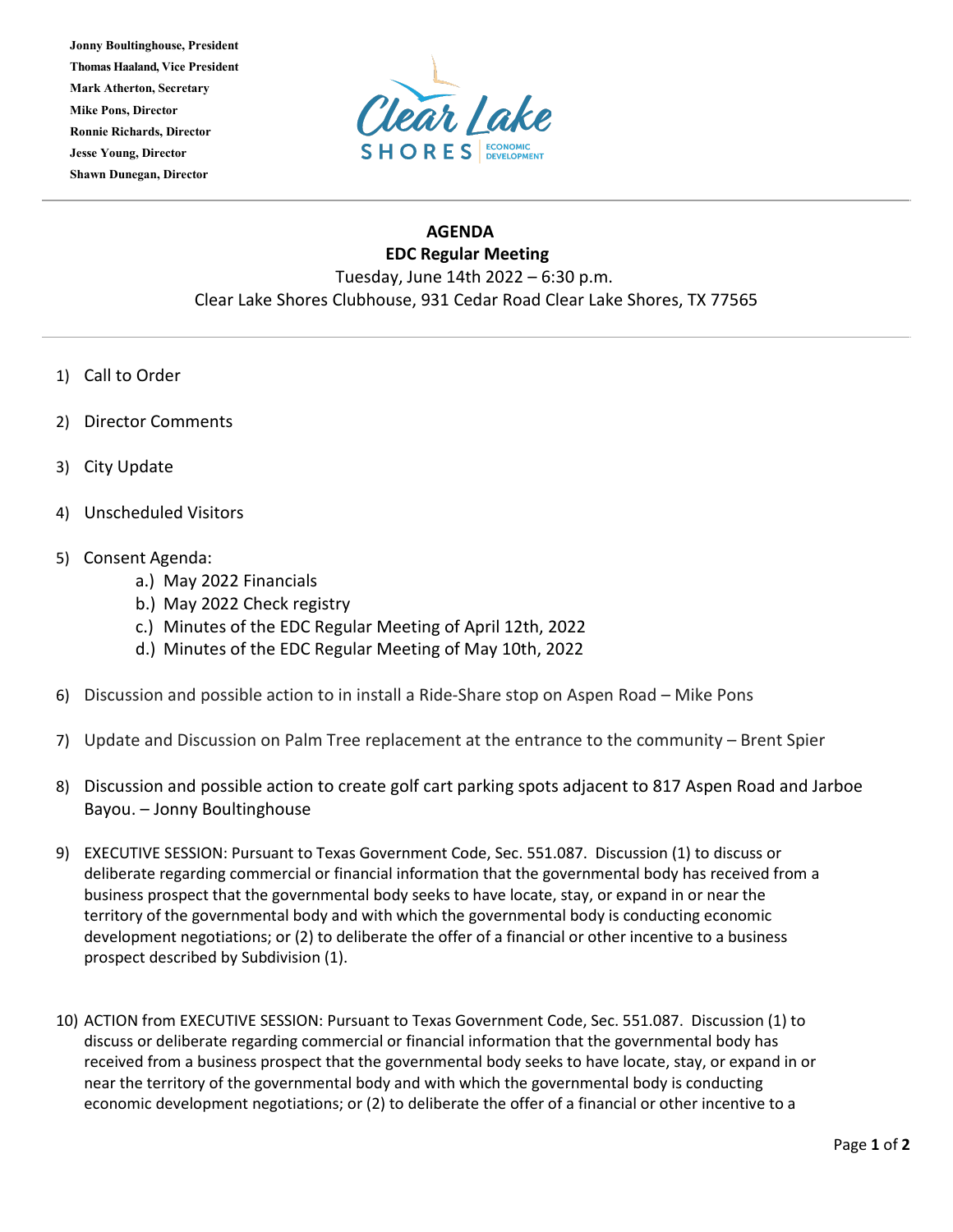**Jonny Boultinghouse, President**
**Thomas Haaland, Vice President**
**Mark Atherton, Secretary**
**Mike Pons, Director**
**Ronnie Richards, Director**
**Jesse Young, Director**
**Shawn Dunegan, Director**

Clear Lake SHORES ECONOMIC DEVELOPMENT

---

**AGENDA**
**EDC Regular Meeting**
Tuesday, June 14th 2022 – 6:30 p.m.
Clear Lake Shores Clubhouse, 931 Cedar Road Clear Lake Shores, TX 77565

---

1) Call to Order

2) Director Comments

3) City Update

4) Unscheduled Visitors

5) Consent Agenda:
   a.) May 2022 Financials
   b.) May 2022 Check registry
   c.) Minutes of the EDC Regular Meeting of April 12th, 2022
   d.) Minutes of the EDC Regular Meeting of May 10th, 2022

6) Discussion and possible action to in install a Ride-Share stop on Aspen Road – Mike Pons

7) Update and Discussion on Palm Tree replacement at the entrance to the community – Brent Spier

8) Discussion and possible action to create golf cart parking spots adjacent to 817 Aspen Road and Jarboe Bayou. – Jonny Boultinghouse

9) EXECUTIVE SESSION: Pursuant to Texas Government Code, Sec. 551.087. Discussion (1) to discuss or deliberate regarding commercial or financial information that the governmental body has received from a business prospect that the governmental body seeks to have locate, stay, or expand in or near the territory of the governmental body and with which the governmental body is conducting economic development negotiations; or (2) to deliberate the offer of a financial or other incentive to a business prospect described by Subdivision (1).

10) ACTION from EXECUTIVE SESSION: Pursuant to Texas Government Code, Sec. 551.087. Discussion (1) to discuss or deliberate regarding commercial or financial information that the governmental body has received from a business prospect that the governmental body seeks to have locate, stay, or expand in or near the territory of the governmental body and with which the governmental body is conducting economic development negotiations; or (2) to deliberate the offer of a financial or other incentive to a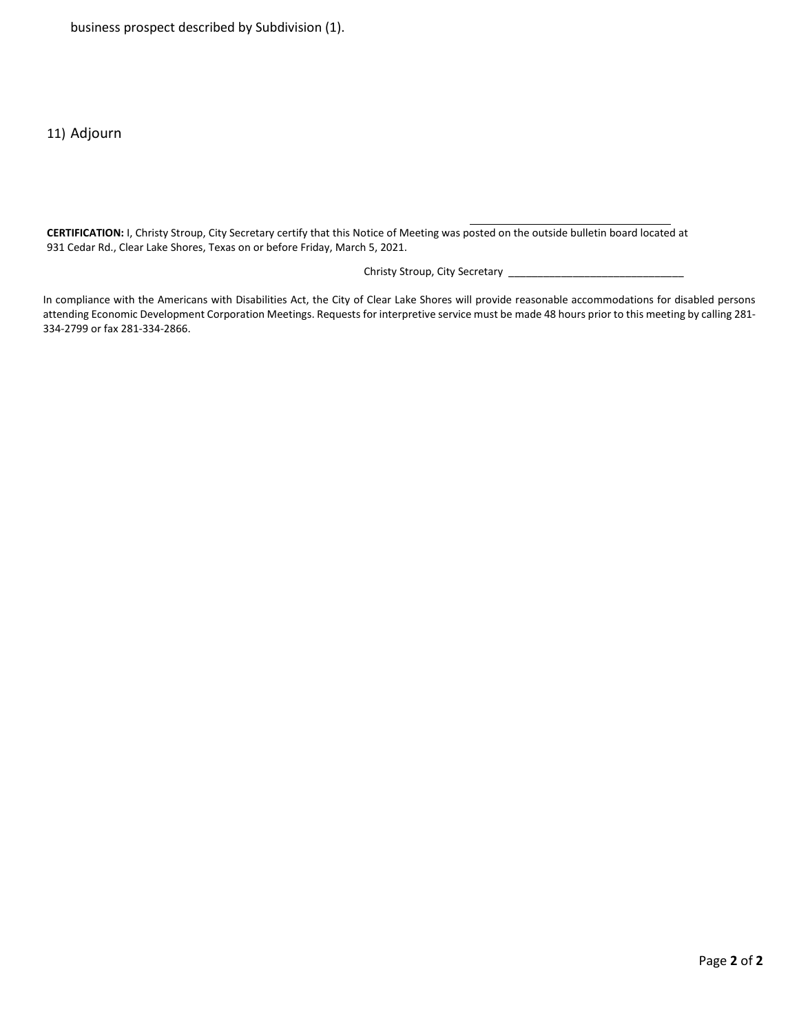business prospect described by Subdivision (1).

11) Adjourn

**CERTIFICATION:** I, Christy Stroup, City Secretary certify that this Notice of Meeting was posted on the outside bulletin board located at 931 Cedar Rd., Clear Lake Shores, Texas on or before Friday, March 5, 2021.

Christy Stroup, City Secretary ______________________________

In compliance with the Americans with Disabilities Act, the City of Clear Lake Shores will provide reasonable accommodations for disabled persons attending Economic Development Corporation Meetings. Requests for interpretive service must be made 48 hours prior to this meeting by calling 281-334-2799 or fax 281-334-2866.